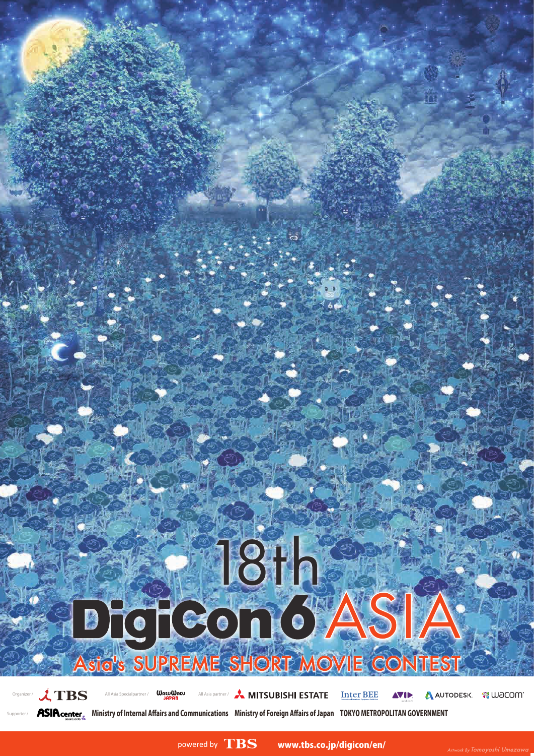# 18th DigiCon6 ASIA

## Asia's SUPREME SHORT MOVIE CONTEST

Organizer / TBS    All Asia Specialpartner / WakuWaku JAPAN    All Asia partner / MITSUBISHI ESTATE    Inter BEE    AVID    AUTODESK.    wacom

Supporter / ASIAcenter    Ministry of Internal Affairs and Communications    Ministry of Foreign Affairs of Japan    TOKYO METROPOLITAN GOVERNMENT

powered by TBS    www.tbs.co.jp/digicon/en/

Artwork By Tomoyoshi Umezawa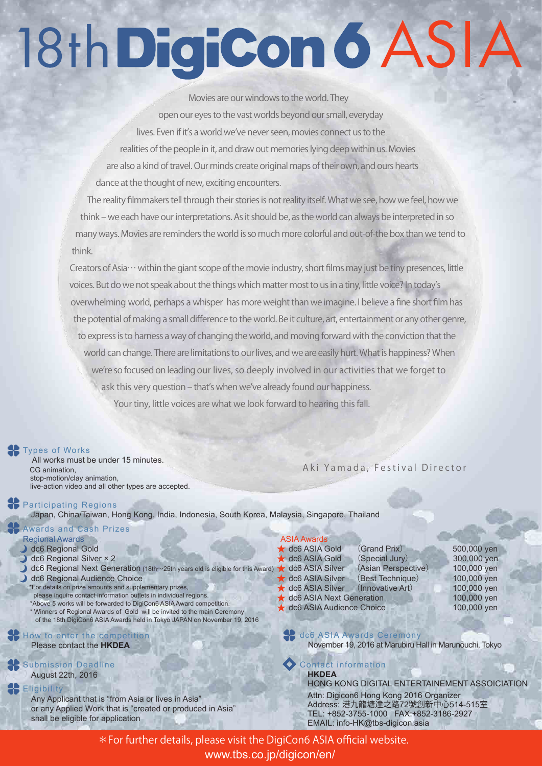# 18th DigiCon 6 ASIA

Movies are our windows to the world. They open our eyes to the vast worlds beyond our small, everyday lives. Even if it's a world we've never seen, movies connect us to the realities of the people in it, and draw out memories lying deep within us. Movies are also a kind of travel. Our minds create original maps of their own, and ours hearts dance at the thought of new, exciting encounters.

The reality filmmakers tell through their stories is not reality itself. What we see, how we feel, how we think – we each have our interpretations. As it should be, as the world can always be interpreted in so many ways. Movies are reminders the world is so much more colorful and out-of-the box than we tend to think.

Creators of Asia… within the giant scope of the movie industry, short films may just be tiny presences, little voices. But do we not speak about the things which matter most to us in a tiny, little voice? In today's overwhelming world, perhaps a whisper has more weight than we imagine. I believe a fine short film has the potential of making a small difference to the world. Be it culture, art, entertainment or any other genre, to express is to harness a way of changing the world, and moving forward with the conviction that the world can change. There are limitations to our lives, and we are easily hurt. What is happiness? When we're so focused on leading our lives, so deeply involved in our activities that we forget to ask this very question – that's when we've already found our happiness.

Your tiny, little voices are what we look forward to hearing this fall.

Aki Yamada, Festival Director

## Types of Works

All works must be under 15 minutes.
CG animation,
stop-motion/clay animation,
live-action video and all other types are accepted.

## Participating Regions

Japan, China/Taiwan, Hong Kong, India, Indonesia, South Korea, Malaysia, Singapore, Thailand

## Awards and Cash Prizes

### Regional Awards

- dc6 Regional Gold
- dc6 Regional Silver × 2
- dc6 Regional Next Generation (18th〜25th years old is eligible for this Award)
- dc6 Regional Audience Choice

*For details on prize amounts and supplementary prizes, please inquire contact information outlets in individual regions.
*Above 5 works will be forwarded to DigiCon6 ASIA Award competition.
* Winners of Regional Awards of Gold will be invited to the main Ceremony of the 18th DigiCon6 ASIA Awards held in Tokyo JAPAN on November 19, 2016

### ASIA Awards

| | | |
|---|---|---|
| dc6 ASIA Gold | (Grand Prix) | 500,000 yen |
| dc6 ASIA Gold | (Special Jury) | 300,000 yen |
| dc6 ASIA Silver | (Asian Perspective) | 100,000 yen |
| dc6 ASIA Silver | (Best Technique) | 100,000 yen |
| dc6 ASIA Silver | (Innovative Art) | 100,000 yen |
| dc6 ASIA Next Generation | | 100,000 yen |
| dc6 ASIA Audience Choice | | 100,000 yen |

## How to enter the competition

Please contact the **HKDEA**

## Submission Deadline

August 22th, 2016

## Eligibility

Any Applicant that is "from Asia or lives in Asia" or any Applied Work that is "created or produced in Asia" shall be eligible for application

## dc6 ASIA Awards Ceremony

November 19, 2016 at Marubiru Hall in Marunouchi, Tokyo

## Contact information

**HKDEA**
HONG KONG DIGITAL ENTERTAINMENT ASSOICIATION
Attn: Digicon6 Hong Kong 2016 Organizer
Address: 港九龍塘達之路72號創新中心514-515室
TEL: +852-3755-1000 FAX:+852-3186-2927
EMAIL: info-HK@tbs-digicon.asia

＊For further details, please visit the DigiCon6 ASIA official website.
www.tbs.co.jp/digicon/en/